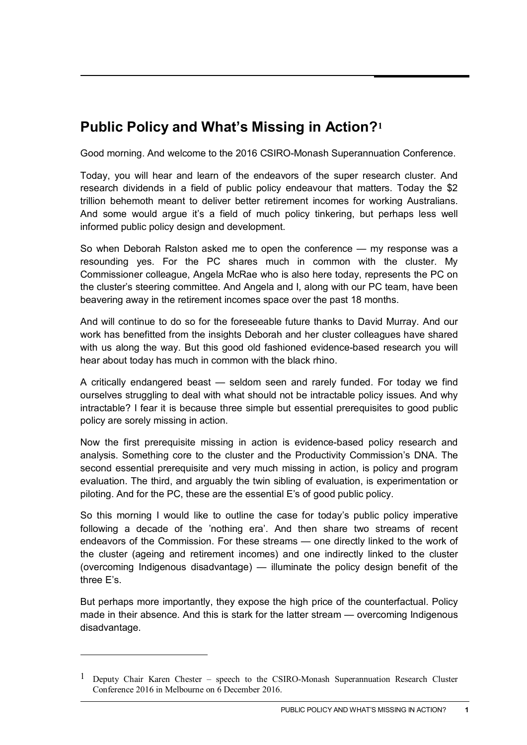# Public Policy and What's Missing in Action?[1]

Good morning. And welcome to the 2016 CSIRO-Monash Superannuation Conference.

Today, you will hear and learn of the endeavors of the super research cluster. And research dividends in a field of public policy endeavour that matters. Today the $2 trillion behemoth meant to deliver better retirement incomes for working Australians. And some would argue it's a field of much policy tinkering, but perhaps less well informed public policy design and development.

So when Deborah Ralston asked me to open the conference — my response was a resounding yes. For the PC shares much in common with the cluster. My Commissioner colleague, Angela McRae who is also here today, represents the PC on the cluster's steering committee. And Angela and I, along with our PC team, have been beavering away in the retirement incomes space over the past 18 months.

And will continue to do so for the foreseeable future thanks to David Murray. And our work has benefitted from the insights Deborah and her cluster colleagues have shared with us along the way. But this good old fashioned evidence-based research you will hear about today has much in common with the black rhino.

A critically endangered beast — seldom seen and rarely funded. For today we find ourselves struggling to deal with what should not be intractable policy issues. And why intractable? I fear it is because three simple but essential prerequisites to good public policy are sorely missing in action.

Now the first prerequisite missing in action is evidence-based policy research and analysis. Something core to the cluster and the Productivity Commission's DNA. The second essential prerequisite and very much missing in action, is policy and program evaluation. The third, and arguably the twin sibling of evaluation, is experimentation or piloting. And for the PC, these are the essential E's of good public policy.

So this morning I would like to outline the case for today's public policy imperative following a decade of the 'nothing era'. And then share two streams of recent endeavors of the Commission. For these streams — one directly linked to the work of the cluster (ageing and retirement incomes) and one indirectly linked to the cluster (overcoming Indigenous disadvantage) — illuminate the policy design benefit of the three E's.

But perhaps more importantly, they expose the high price of the counterfactual. Policy made in their absence. And this is stark for the latter stream — overcoming Indigenous disadvantage.

---

[1] Deputy Chair Karen Chester – speech to the CSIRO-Monash Superannuation Research Cluster Conference 2016 in Melbourne on 6 December 2016.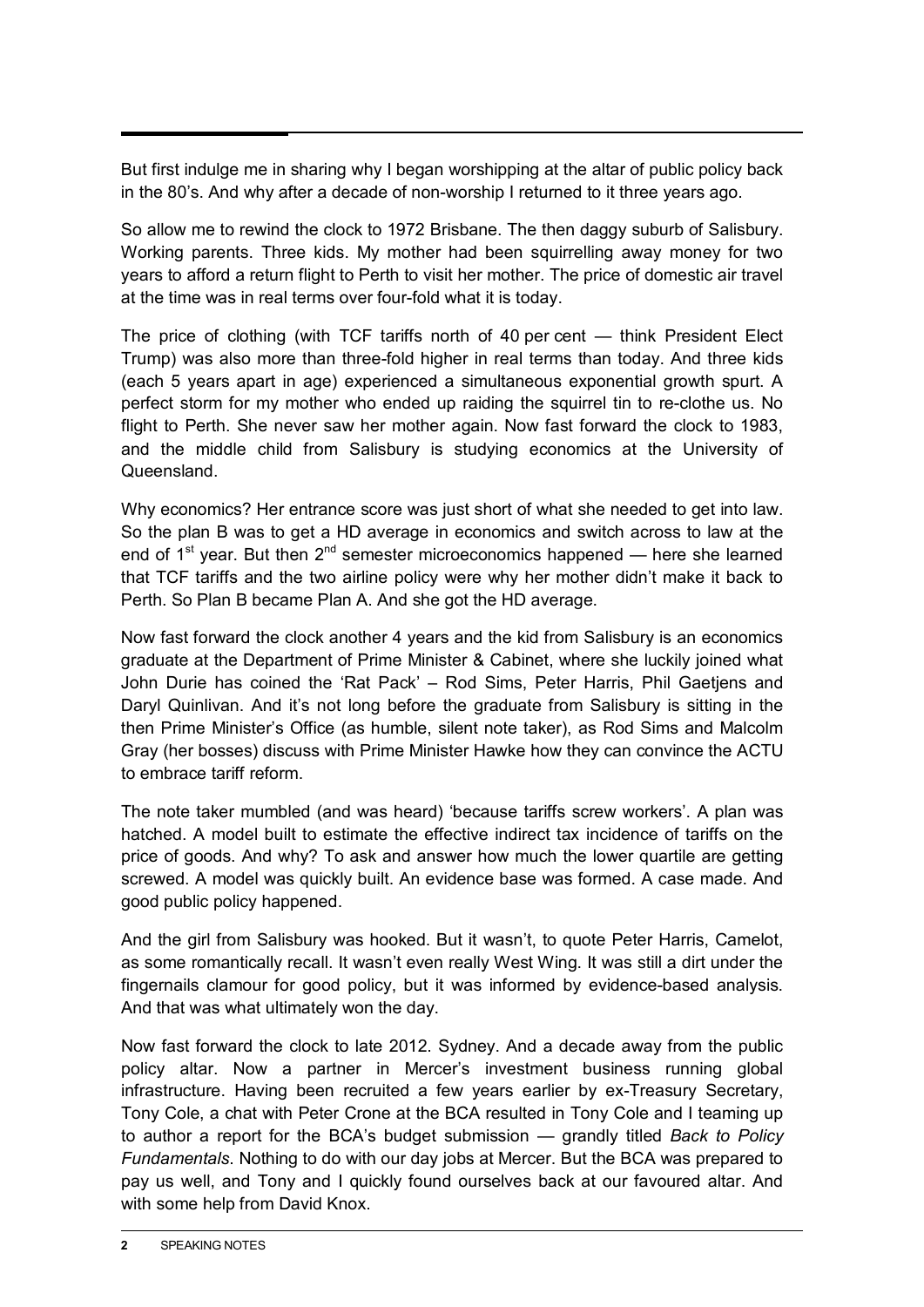But first indulge me in sharing why I began worshipping at the altar of public policy back in the 80's. And why after a decade of non-worship I returned to it three years ago.

So allow me to rewind the clock to 1972 Brisbane. The then daggy suburb of Salisbury. Working parents. Three kids. My mother had been squirrelling away money for two years to afford a return flight to Perth to visit her mother. The price of domestic air travel at the time was in real terms over four-fold what it is today.

The price of clothing (with TCF tariffs north of 40 per cent — think President Elect Trump) was also more than three-fold higher in real terms than today. And three kids (each 5 years apart in age) experienced a simultaneous exponential growth spurt. A perfect storm for my mother who ended up raiding the squirrel tin to re-clothe us. No flight to Perth. She never saw her mother again. Now fast forward the clock to 1983, and the middle child from Salisbury is studying economics at the University of Queensland.

Why economics? Her entrance score was just short of what she needed to get into law. So the plan B was to get a HD average in economics and switch across to law at the end of 1st year. But then 2nd semester microeconomics happened — here she learned that TCF tariffs and the two airline policy were why her mother didn't make it back to Perth. So Plan B became Plan A. And she got the HD average.

Now fast forward the clock another 4 years and the kid from Salisbury is an economics graduate at the Department of Prime Minister & Cabinet, where she luckily joined what John Durie has coined the 'Rat Pack' – Rod Sims, Peter Harris, Phil Gaetjens and Daryl Quinlivan. And it's not long before the graduate from Salisbury is sitting in the then Prime Minister's Office (as humble, silent note taker), as Rod Sims and Malcolm Gray (her bosses) discuss with Prime Minister Hawke how they can convince the ACTU to embrace tariff reform.

The note taker mumbled (and was heard) 'because tariffs screw workers'. A plan was hatched. A model built to estimate the effective indirect tax incidence of tariffs on the price of goods. And why? To ask and answer how much the lower quartile are getting screwed. A model was quickly built. An evidence base was formed. A case made. And good public policy happened.

And the girl from Salisbury was hooked. But it wasn't, to quote Peter Harris, Camelot, as some romantically recall. It wasn't even really West Wing. It was still a dirt under the fingernails clamour for good policy, but it was informed by evidence-based analysis. And that was what ultimately won the day.

Now fast forward the clock to late 2012. Sydney. And a decade away from the public policy altar. Now a partner in Mercer's investment business running global infrastructure. Having been recruited a few years earlier by ex-Treasury Secretary, Tony Cole, a chat with Peter Crone at the BCA resulted in Tony Cole and I teaming up to author a report for the BCA's budget submission — grandly titled *Back to Policy Fundamentals*. Nothing to do with our day jobs at Mercer. But the BCA was prepared to pay us well, and Tony and I quickly found ourselves back at our favoured altar. And with some help from David Knox.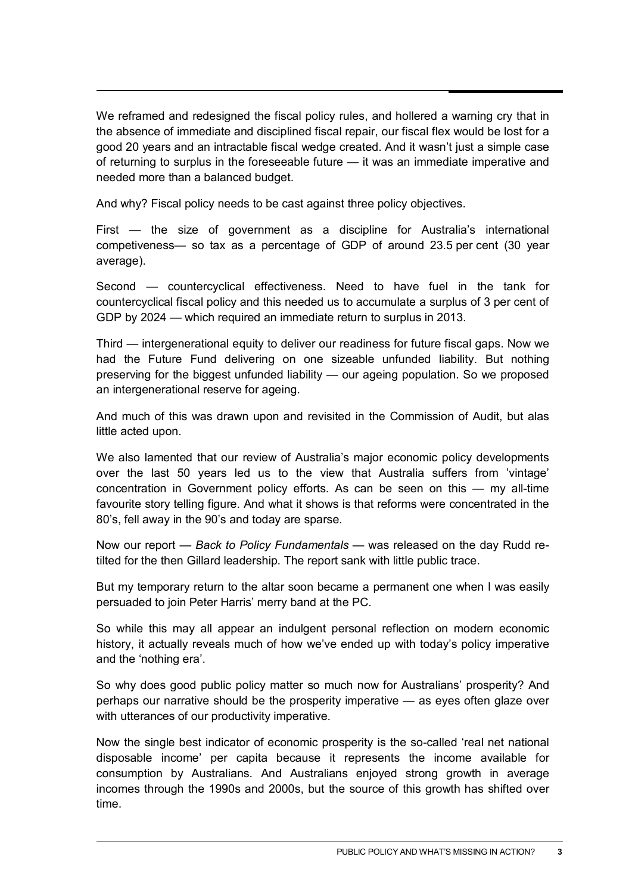We reframed and redesigned the fiscal policy rules, and hollered a warning cry that in the absence of immediate and disciplined fiscal repair, our fiscal flex would be lost for a good 20 years and an intractable fiscal wedge created. And it wasn't just a simple case of returning to surplus in the foreseeable future — it was an immediate imperative and needed more than a balanced budget.

And why? Fiscal policy needs to be cast against three policy objectives.

First — the size of government as a discipline for Australia's international competiveness— so tax as a percentage of GDP of around 23.5 per cent (30 year average).

Second — countercyclical effectiveness. Need to have fuel in the tank for countercyclical fiscal policy and this needed us to accumulate a surplus of 3 per cent of GDP by 2024 — which required an immediate return to surplus in 2013.

Third — intergenerational equity to deliver our readiness for future fiscal gaps. Now we had the Future Fund delivering on one sizeable unfunded liability. But nothing preserving for the biggest unfunded liability — our ageing population. So we proposed an intergenerational reserve for ageing.

And much of this was drawn upon and revisited in the Commission of Audit, but alas little acted upon.

We also lamented that our review of Australia's major economic policy developments over the last 50 years led us to the view that Australia suffers from 'vintage' concentration in Government policy efforts. As can be seen on this — my all-time favourite story telling figure. And what it shows is that reforms were concentrated in the 80's, fell away in the 90's and today are sparse.

Now our report — *Back to Policy Fundamentals* — was released on the day Rudd re-tilted for the then Gillard leadership. The report sank with little public trace.

But my temporary return to the altar soon became a permanent one when I was easily persuaded to join Peter Harris' merry band at the PC.

So while this may all appear an indulgent personal reflection on modern economic history, it actually reveals much of how we've ended up with today's policy imperative and the 'nothing era'.

So why does good public policy matter so much now for Australians' prosperity? And perhaps our narrative should be the prosperity imperative — as eyes often glaze over with utterances of our productivity imperative.

Now the single best indicator of economic prosperity is the so-called 'real net national disposable income' per capita because it represents the income available for consumption by Australians. And Australians enjoyed strong growth in average incomes through the 1990s and 2000s, but the source of this growth has shifted over time.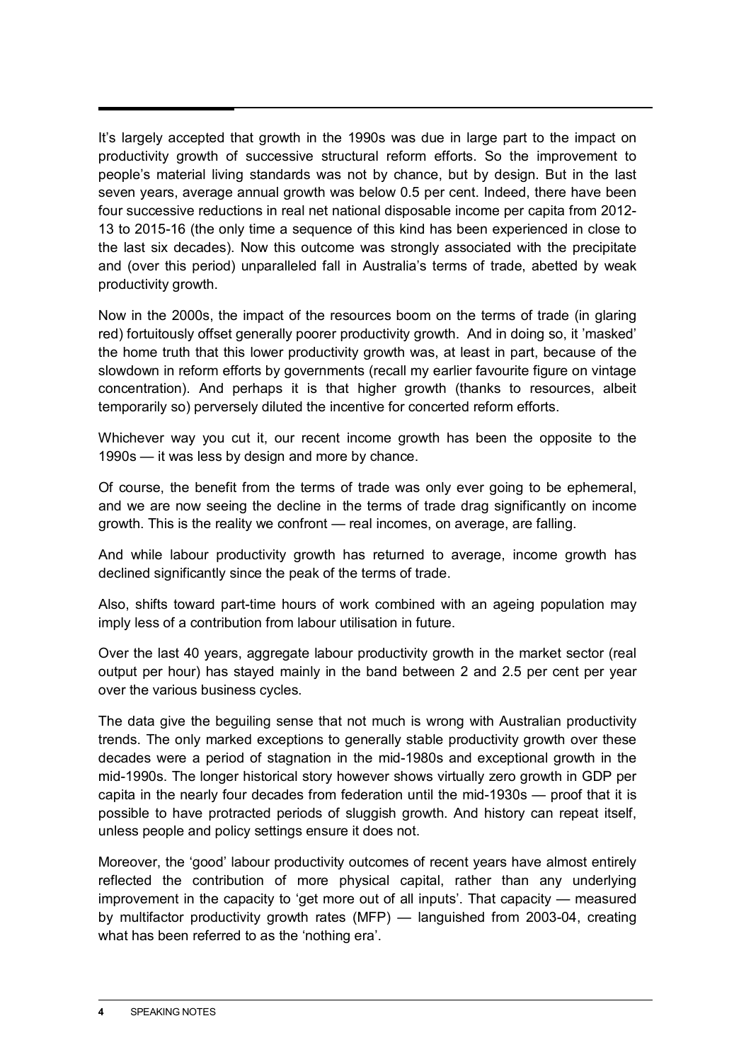It's largely accepted that growth in the 1990s was due in large part to the impact on productivity growth of successive structural reform efforts. So the improvement to people's material living standards was not by chance, but by design. But in the last seven years, average annual growth was below 0.5 per cent. Indeed, there have been four successive reductions in real net national disposable income per capita from 2012-13 to 2015-16 (the only time a sequence of this kind has been experienced in close to the last six decades). Now this outcome was strongly associated with the precipitate and (over this period) unparalleled fall in Australia's terms of trade, abetted by weak productivity growth.

Now in the 2000s, the impact of the resources boom on the terms of trade (in glaring red) fortuitously offset generally poorer productivity growth. And in doing so, it 'masked' the home truth that this lower productivity growth was, at least in part, because of the slowdown in reform efforts by governments (recall my earlier favourite figure on vintage concentration). And perhaps it is that higher growth (thanks to resources, albeit temporarily so) perversely diluted the incentive for concerted reform efforts.

Whichever way you cut it, our recent income growth has been the opposite to the 1990s — it was less by design and more by chance.

Of course, the benefit from the terms of trade was only ever going to be ephemeral, and we are now seeing the decline in the terms of trade drag significantly on income growth. This is the reality we confront — real incomes, on average, are falling.

And while labour productivity growth has returned to average, income growth has declined significantly since the peak of the terms of trade.

Also, shifts toward part-time hours of work combined with an ageing population may imply less of a contribution from labour utilisation in future.

Over the last 40 years, aggregate labour productivity growth in the market sector (real output per hour) has stayed mainly in the band between 2 and 2.5 per cent per year over the various business cycles.

The data give the beguiling sense that not much is wrong with Australian productivity trends. The only marked exceptions to generally stable productivity growth over these decades were a period of stagnation in the mid-1980s and exceptional growth in the mid-1990s. The longer historical story however shows virtually zero growth in GDP per capita in the nearly four decades from federation until the mid-1930s — proof that it is possible to have protracted periods of sluggish growth. And history can repeat itself, unless people and policy settings ensure it does not.

Moreover, the 'good' labour productivity outcomes of recent years have almost entirely reflected the contribution of more physical capital, rather than any underlying improvement in the capacity to 'get more out of all inputs'. That capacity — measured by multifactor productivity growth rates (MFP) — languished from 2003-04, creating what has been referred to as the 'nothing era'.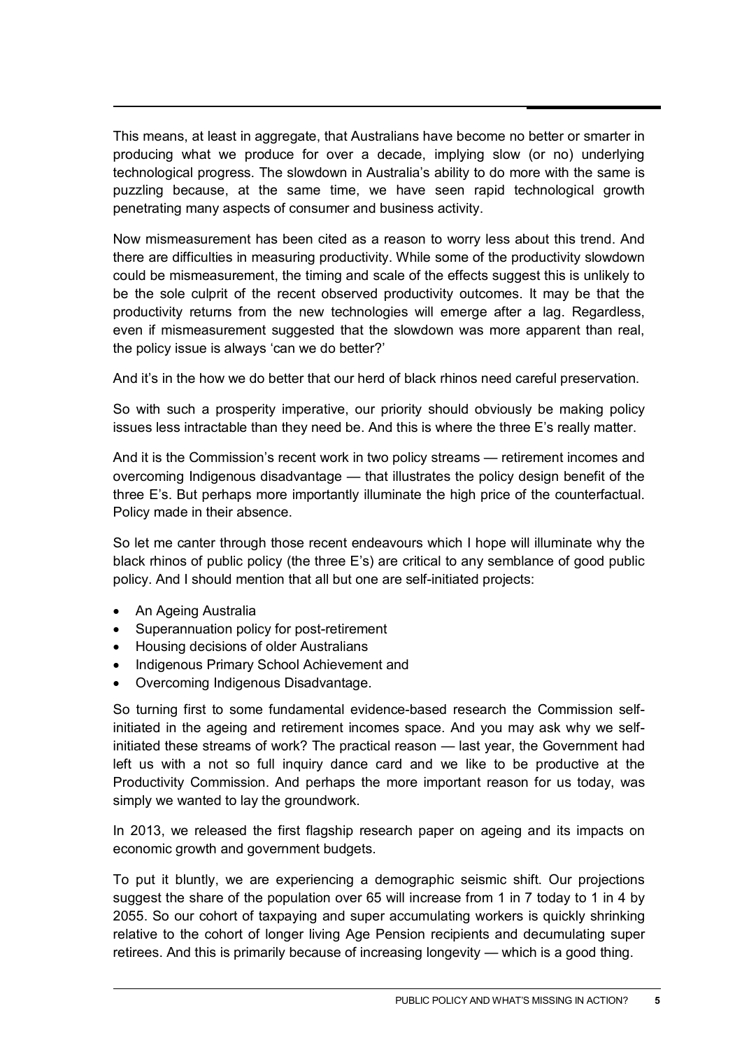This means, at least in aggregate, that Australians have become no better or smarter in producing what we produce for over a decade, implying slow (or no) underlying technological progress. The slowdown in Australia's ability to do more with the same is puzzling because, at the same time, we have seen rapid technological growth penetrating many aspects of consumer and business activity.

Now mismeasurement has been cited as a reason to worry less about this trend. And there are difficulties in measuring productivity. While some of the productivity slowdown could be mismeasurement, the timing and scale of the effects suggest this is unlikely to be the sole culprit of the recent observed productivity outcomes. It may be that the productivity returns from the new technologies will emerge after a lag. Regardless, even if mismeasurement suggested that the slowdown was more apparent than real, the policy issue is always 'can we do better?'

And it's in the how we do better that our herd of black rhinos need careful preservation.

So with such a prosperity imperative, our priority should obviously be making policy issues less intractable than they need be. And this is where the three E's really matter.

And it is the Commission's recent work in two policy streams — retirement incomes and overcoming Indigenous disadvantage — that illustrates the policy design benefit of the three E's. But perhaps more importantly illuminate the high price of the counterfactual. Policy made in their absence.

So let me canter through those recent endeavours which I hope will illuminate why the black rhinos of public policy (the three E's) are critical to any semblance of good public policy. And I should mention that all but one are self-initiated projects:

- An Ageing Australia
- Superannuation policy for post-retirement
- Housing decisions of older Australians
- Indigenous Primary School Achievement and
- Overcoming Indigenous Disadvantage.

So turning first to some fundamental evidence-based research the Commission self-initiated in the ageing and retirement incomes space. And you may ask why we self-initiated these streams of work? The practical reason — last year, the Government had left us with a not so full inquiry dance card and we like to be productive at the Productivity Commission. And perhaps the more important reason for us today, was simply we wanted to lay the groundwork.

In 2013, we released the first flagship research paper on ageing and its impacts on economic growth and government budgets.

To put it bluntly, we are experiencing a demographic seismic shift. Our projections suggest the share of the population over 65 will increase from 1 in 7 today to 1 in 4 by 2055. So our cohort of taxpaying and super accumulating workers is quickly shrinking relative to the cohort of longer living Age Pension recipients and decumulating super retirees. And this is primarily because of increasing longevity — which is a good thing.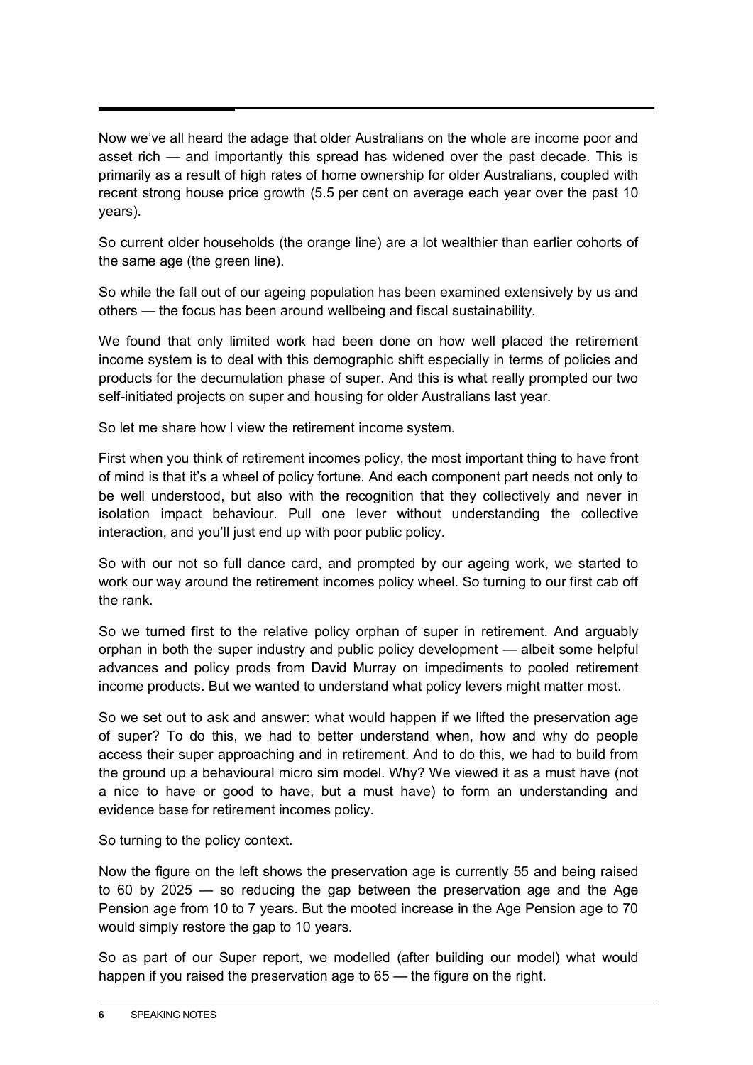Now we've all heard the adage that older Australians on the whole are income poor and asset rich — and importantly this spread has widened over the past decade. This is primarily as a result of high rates of home ownership for older Australians, coupled with recent strong house price growth (5.5 per cent on average each year over the past 10 years).

So current older households (the orange line) are a lot wealthier than earlier cohorts of the same age (the green line).

So while the fall out of our ageing population has been examined extensively by us and others — the focus has been around wellbeing and fiscal sustainability.

We found that only limited work had been done on how well placed the retirement income system is to deal with this demographic shift especially in terms of policies and products for the decumulation phase of super. And this is what really prompted our two self-initiated projects on super and housing for older Australians last year.

So let me share how I view the retirement income system.

First when you think of retirement incomes policy, the most important thing to have front of mind is that it's a wheel of policy fortune. And each component part needs not only to be well understood, but also with the recognition that they collectively and never in isolation impact behaviour. Pull one lever without understanding the collective interaction, and you'll just end up with poor public policy.

So with our not so full dance card, and prompted by our ageing work, we started to work our way around the retirement incomes policy wheel. So turning to our first cab off the rank.

So we turned first to the relative policy orphan of super in retirement. And arguably orphan in both the super industry and public policy development — albeit some helpful advances and policy prods from David Murray on impediments to pooled retirement income products. But we wanted to understand what policy levers might matter most.

So we set out to ask and answer: what would happen if we lifted the preservation age of super? To do this, we had to better understand when, how and why do people access their super approaching and in retirement. And to do this, we had to build from the ground up a behavioural micro sim model. Why? We viewed it as a must have (not a nice to have or good to have, but a must have) to form an understanding and evidence base for retirement incomes policy.

So turning to the policy context.

Now the figure on the left shows the preservation age is currently 55 and being raised to 60 by 2025 — so reducing the gap between the preservation age and the Age Pension age from 10 to 7 years. But the mooted increase in the Age Pension age to 70 would simply restore the gap to 10 years.

So as part of our Super report, we modelled (after building our model) what would happen if you raised the preservation age to 65 — the figure on the right.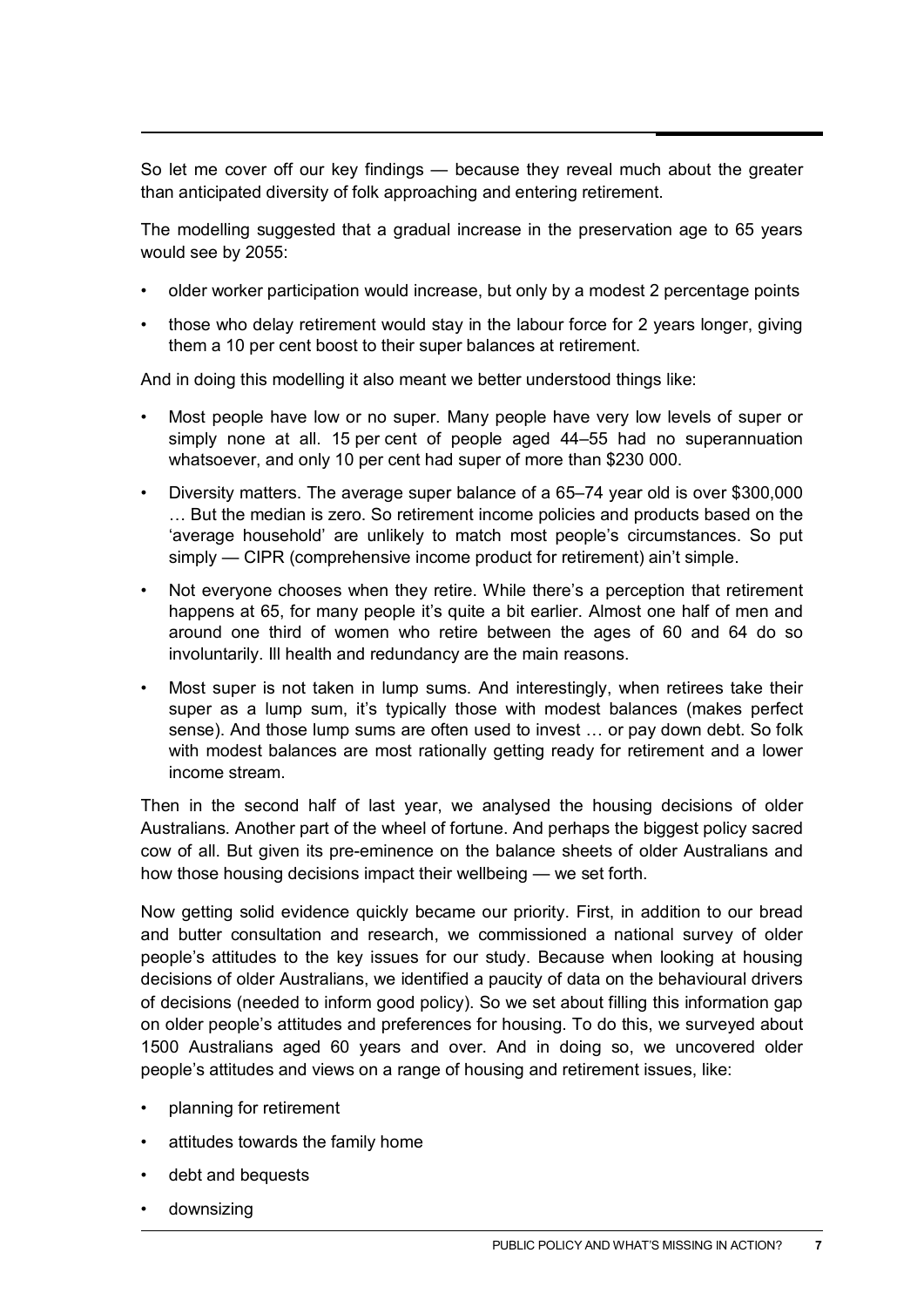So let me cover off our key findings — because they reveal much about the greater than anticipated diversity of folk approaching and entering retirement.

The modelling suggested that a gradual increase in the preservation age to 65 years would see by 2055:

- older worker participation would increase, but only by a modest 2 percentage points
- those who delay retirement would stay in the labour force for 2 years longer, giving them a 10 per cent boost to their super balances at retirement.

And in doing this modelling it also meant we better understood things like:

- Most people have low or no super. Many people have very low levels of super or simply none at all. 15 per cent of people aged 44–55 had no superannuation whatsoever, and only 10 per cent had super of more than $230 000.
- Diversity matters. The average super balance of a 65–74 year old is over $300,000 … But the median is zero. So retirement income policies and products based on the 'average household' are unlikely to match most people's circumstances. So put simply — CIPR (comprehensive income product for retirement) ain't simple.
- Not everyone chooses when they retire. While there's a perception that retirement happens at 65, for many people it's quite a bit earlier. Almost one half of men and around one third of women who retire between the ages of 60 and 64 do so involuntarily. Ill health and redundancy are the main reasons.
- Most super is not taken in lump sums. And interestingly, when retirees take their super as a lump sum, it's typically those with modest balances (makes perfect sense). And those lump sums are often used to invest … or pay down debt. So folk with modest balances are most rationally getting ready for retirement and a lower income stream.

Then in the second half of last year, we analysed the housing decisions of older Australians. Another part of the wheel of fortune. And perhaps the biggest policy sacred cow of all. But given its pre-eminence on the balance sheets of older Australians and how those housing decisions impact their wellbeing — we set forth.

Now getting solid evidence quickly became our priority. First, in addition to our bread and butter consultation and research, we commissioned a national survey of older people's attitudes to the key issues for our study. Because when looking at housing decisions of older Australians, we identified a paucity of data on the behavioural drivers of decisions (needed to inform good policy). So we set about filling this information gap on older people's attitudes and preferences for housing. To do this, we surveyed about 1500 Australians aged 60 years and over. And in doing so, we uncovered older people's attitudes and views on a range of housing and retirement issues, like:

- planning for retirement
- attitudes towards the family home
- debt and bequests
- downsizing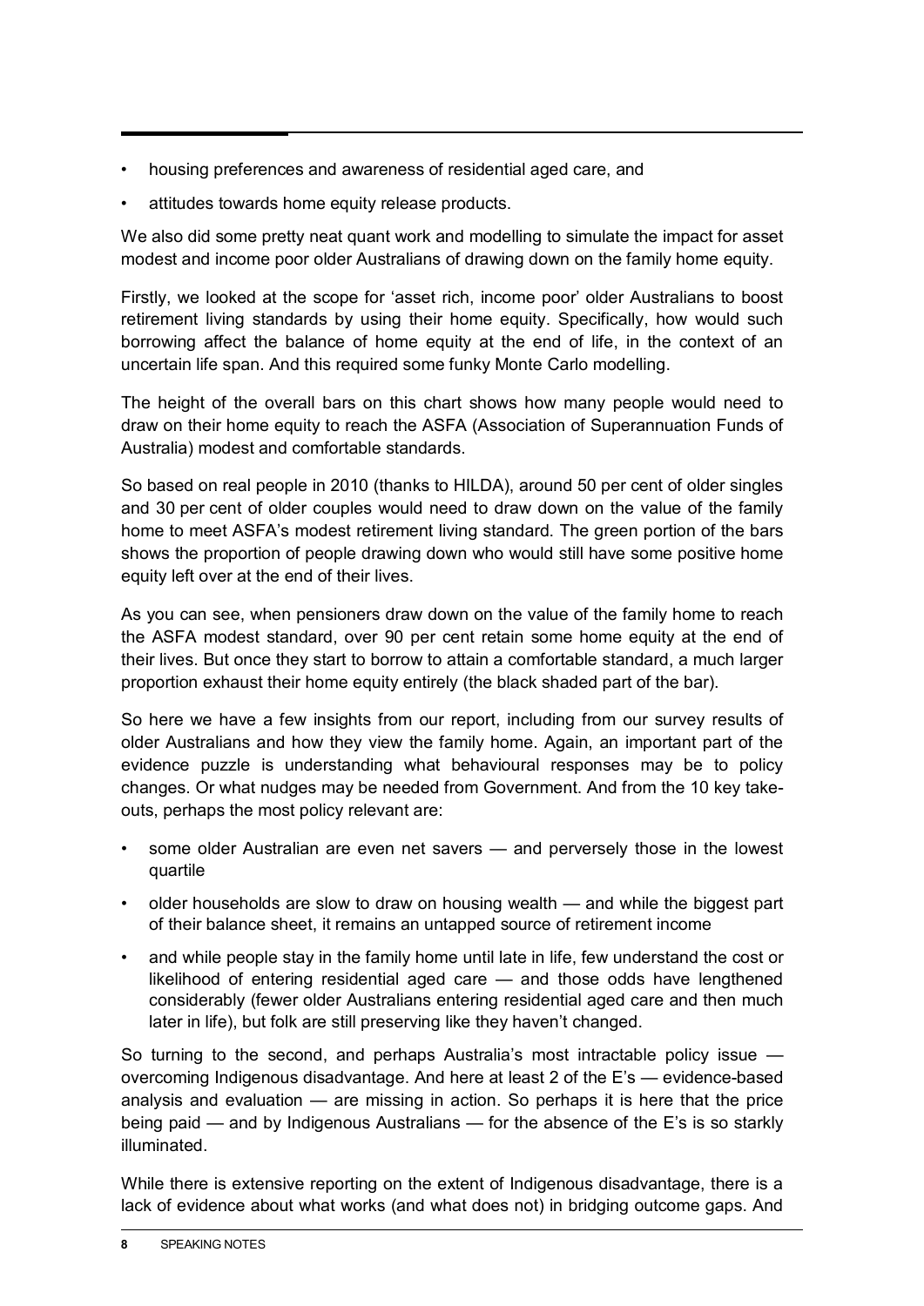- housing preferences and awareness of residential aged care, and
- attitudes towards home equity release products.

We also did some pretty neat quant work and modelling to simulate the impact for asset modest and income poor older Australians of drawing down on the family home equity.

Firstly, we looked at the scope for 'asset rich, income poor' older Australians to boost retirement living standards by using their home equity. Specifically, how would such borrowing affect the balance of home equity at the end of life, in the context of an uncertain life span. And this required some funky Monte Carlo modelling.

The height of the overall bars on this chart shows how many people would need to draw on their home equity to reach the ASFA (Association of Superannuation Funds of Australia) modest and comfortable standards.

So based on real people in 2010 (thanks to HILDA), around 50 per cent of older singles and 30 per cent of older couples would need to draw down on the value of the family home to meet ASFA's modest retirement living standard. The green portion of the bars shows the proportion of people drawing down who would still have some positive home equity left over at the end of their lives.

As you can see, when pensioners draw down on the value of the family home to reach the ASFA modest standard, over 90 per cent retain some home equity at the end of their lives. But once they start to borrow to attain a comfortable standard, a much larger proportion exhaust their home equity entirely (the black shaded part of the bar).

So here we have a few insights from our report, including from our survey results of older Australians and how they view the family home. Again, an important part of the evidence puzzle is understanding what behavioural responses may be to policy changes. Or what nudges may be needed from Government. And from the 10 key take-outs, perhaps the most policy relevant are:

- some older Australian are even net savers — and perversely those in the lowest quartile
- older households are slow to draw on housing wealth — and while the biggest part of their balance sheet, it remains an untapped source of retirement income
- and while people stay in the family home until late in life, few understand the cost or likelihood of entering residential aged care — and those odds have lengthened considerably (fewer older Australians entering residential aged care and then much later in life), but folk are still preserving like they haven't changed.

So turning to the second, and perhaps Australia's most intractable policy issue — overcoming Indigenous disadvantage. And here at least 2 of the E's — evidence-based analysis and evaluation — are missing in action. So perhaps it is here that the price being paid — and by Indigenous Australians — for the absence of the E's is so starkly illuminated.

While there is extensive reporting on the extent of Indigenous disadvantage, there is a lack of evidence about what works (and what does not) in bridging outcome gaps. And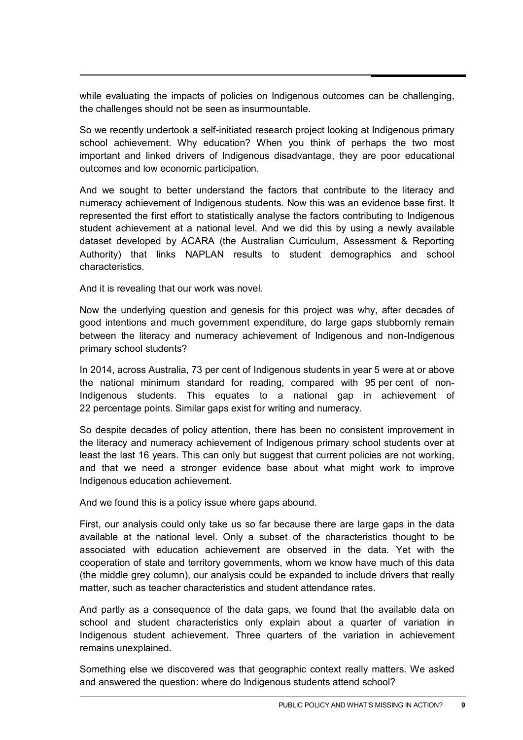while evaluating the impacts of policies on Indigenous outcomes can be challenging, the challenges should not be seen as insurmountable.

So we recently undertook a self-initiated research project looking at Indigenous primary school achievement. Why education? When you think of perhaps the two most important and linked drivers of Indigenous disadvantage, they are poor educational outcomes and low economic participation.

And we sought to better understand the factors that contribute to the literacy and numeracy achievement of Indigenous students. Now this was an evidence base first. It represented the first effort to statistically analyse the factors contributing to Indigenous student achievement at a national level. And we did this by using a newly available dataset developed by ACARA (the Australian Curriculum, Assessment & Reporting Authority) that links NAPLAN results to student demographics and school characteristics.

And it is revealing that our work was novel.

Now the underlying question and genesis for this project was why, after decades of good intentions and much government expenditure, do large gaps stubbornly remain between the literacy and numeracy achievement of Indigenous and non-Indigenous primary school students?

In 2014, across Australia, 73 per cent of Indigenous students in year 5 were at or above the national minimum standard for reading, compared with 95 per cent of non-Indigenous students. This equates to a national gap in achievement of 22 percentage points. Similar gaps exist for writing and numeracy.

So despite decades of policy attention, there has been no consistent improvement in the literacy and numeracy achievement of Indigenous primary school students over at least the last 16 years. This can only but suggest that current policies are not working, and that we need a stronger evidence base about what might work to improve Indigenous education achievement.

And we found this is a policy issue where gaps abound.

First, our analysis could only take us so far because there are large gaps in the data available at the national level. Only a subset of the characteristics thought to be associated with education achievement are observed in the data. Yet with the cooperation of state and territory governments, whom we know have much of this data (the middle grey column), our analysis could be expanded to include drivers that really matter, such as teacher characteristics and student attendance rates.

And partly as a consequence of the data gaps, we found that the available data on school and student characteristics only explain about a quarter of variation in Indigenous student achievement. Three quarters of the variation in achievement remains unexplained.

Something else we discovered was that geographic context really matters. We asked and answered the question: where do Indigenous students attend school?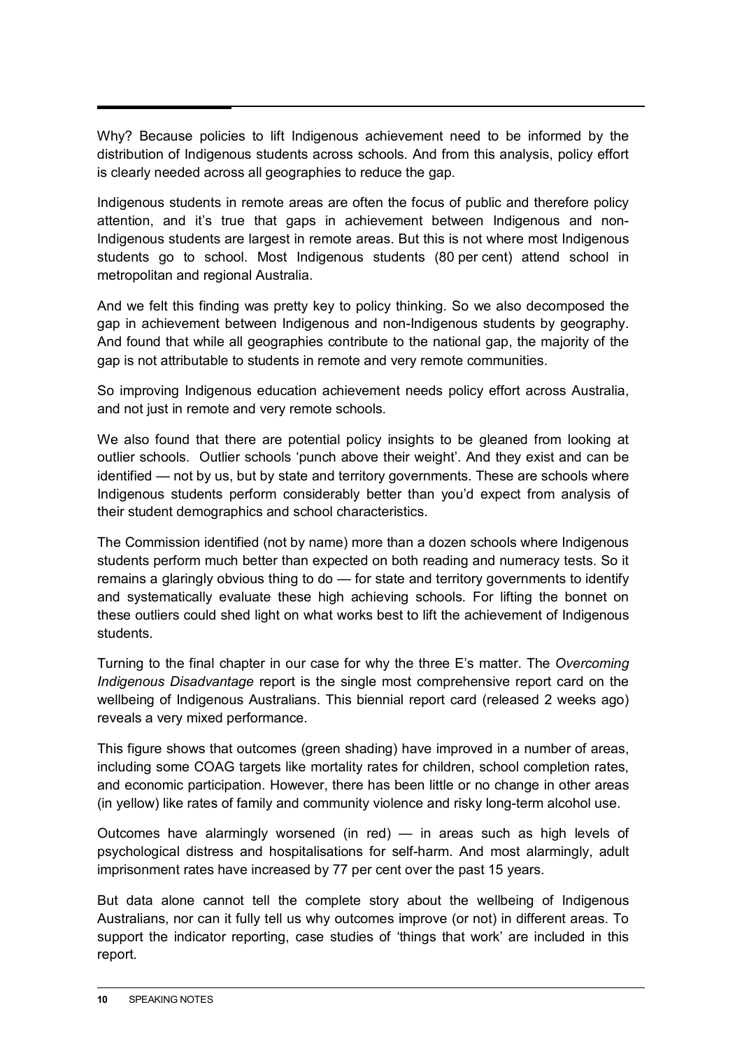Why? Because policies to lift Indigenous achievement need to be informed by the distribution of Indigenous students across schools. And from this analysis, policy effort is clearly needed across all geographies to reduce the gap.

Indigenous students in remote areas are often the focus of public and therefore policy attention, and it's true that gaps in achievement between Indigenous and non-Indigenous students are largest in remote areas. But this is not where most Indigenous students go to school. Most Indigenous students (80 per cent) attend school in metropolitan and regional Australia.

And we felt this finding was pretty key to policy thinking. So we also decomposed the gap in achievement between Indigenous and non-Indigenous students by geography. And found that while all geographies contribute to the national gap, the majority of the gap is not attributable to students in remote and very remote communities.

So improving Indigenous education achievement needs policy effort across Australia, and not just in remote and very remote schools.

We also found that there are potential policy insights to be gleaned from looking at outlier schools. Outlier schools 'punch above their weight'. And they exist and can be identified — not by us, but by state and territory governments. These are schools where Indigenous students perform considerably better than you'd expect from analysis of their student demographics and school characteristics.

The Commission identified (not by name) more than a dozen schools where Indigenous students perform much better than expected on both reading and numeracy tests. So it remains a glaringly obvious thing to do — for state and territory governments to identify and systematically evaluate these high achieving schools. For lifting the bonnet on these outliers could shed light on what works best to lift the achievement of Indigenous students.

Turning to the final chapter in our case for why the three E's matter. The *Overcoming Indigenous Disadvantage* report is the single most comprehensive report card on the wellbeing of Indigenous Australians. This biennial report card (released 2 weeks ago) reveals a very mixed performance.

This figure shows that outcomes (green shading) have improved in a number of areas, including some COAG targets like mortality rates for children, school completion rates, and economic participation. However, there has been little or no change in other areas (in yellow) like rates of family and community violence and risky long-term alcohol use.

Outcomes have alarmingly worsened (in red) — in areas such as high levels of psychological distress and hospitalisations for self-harm. And most alarmingly, adult imprisonment rates have increased by 77 per cent over the past 15 years.

But data alone cannot tell the complete story about the wellbeing of Indigenous Australians, nor can it fully tell us why outcomes improve (or not) in different areas. To support the indicator reporting, case studies of 'things that work' are included in this report.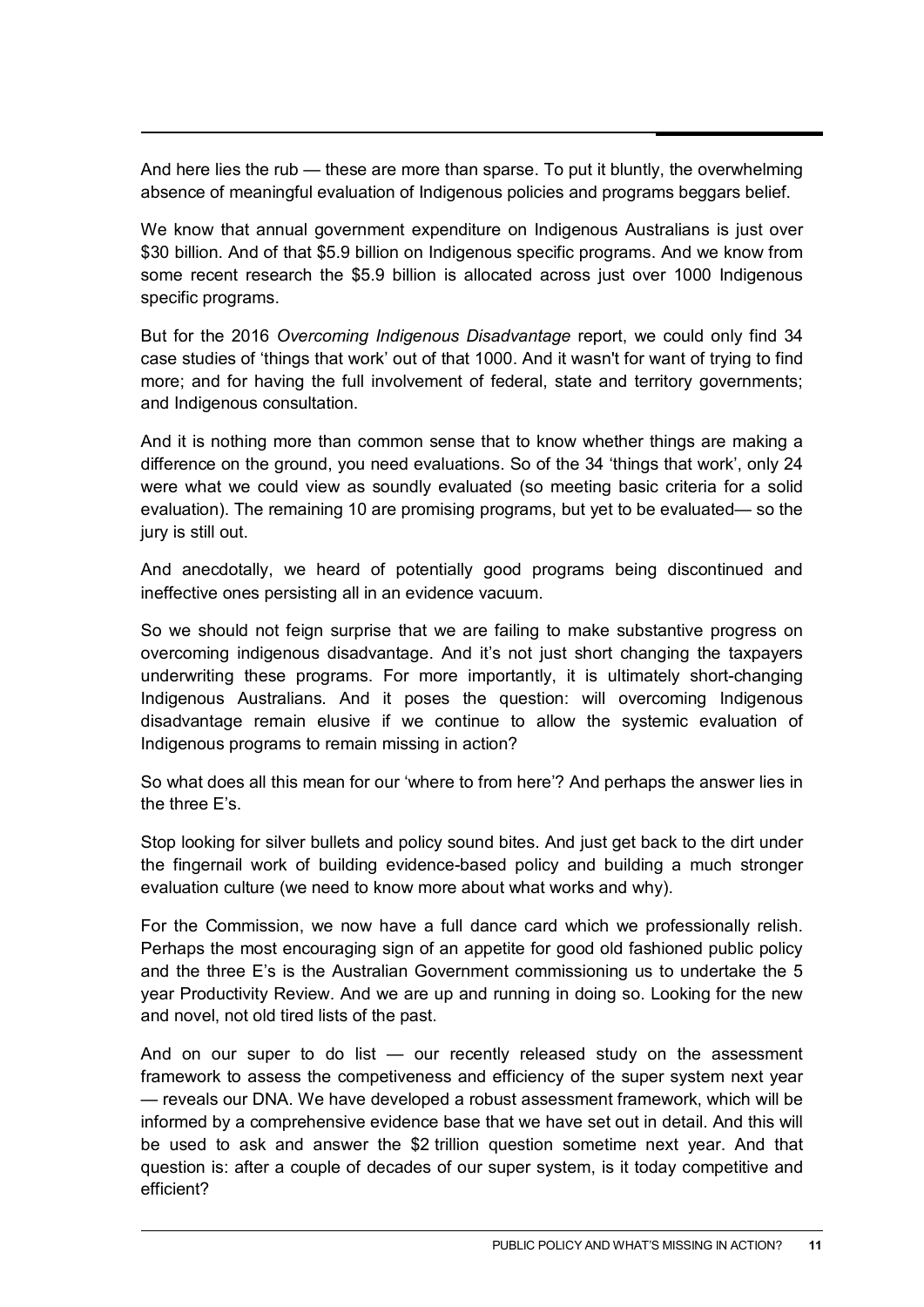And here lies the rub — these are more than sparse. To put it bluntly, the overwhelming absence of meaningful evaluation of Indigenous policies and programs beggars belief.

We know that annual government expenditure on Indigenous Australians is just over $30 billion. And of that $5.9 billion on Indigenous specific programs. And we know from some recent research the $5.9 billion is allocated across just over 1000 Indigenous specific programs.

But for the 2016 *Overcoming Indigenous Disadvantage* report, we could only find 34 case studies of 'things that work' out of that 1000. And it wasn't for want of trying to find more; and for having the full involvement of federal, state and territory governments; and Indigenous consultation.

And it is nothing more than common sense that to know whether things are making a difference on the ground, you need evaluations. So of the 34 'things that work', only 24 were what we could view as soundly evaluated (so meeting basic criteria for a solid evaluation). The remaining 10 are promising programs, but yet to be evaluated— so the jury is still out.

And anecdotally, we heard of potentially good programs being discontinued and ineffective ones persisting all in an evidence vacuum.

So we should not feign surprise that we are failing to make substantive progress on overcoming indigenous disadvantage. And it's not just short changing the taxpayers underwriting these programs. For more importantly, it is ultimately short-changing Indigenous Australians. And it poses the question: will overcoming Indigenous disadvantage remain elusive if we continue to allow the systemic evaluation of Indigenous programs to remain missing in action?

So what does all this mean for our 'where to from here'? And perhaps the answer lies in the three E's.

Stop looking for silver bullets and policy sound bites. And just get back to the dirt under the fingernail work of building evidence-based policy and building a much stronger evaluation culture (we need to know more about what works and why).

For the Commission, we now have a full dance card which we professionally relish. Perhaps the most encouraging sign of an appetite for good old fashioned public policy and the three E's is the Australian Government commissioning us to undertake the 5 year Productivity Review. And we are up and running in doing so. Looking for the new and novel, not old tired lists of the past.

And on our super to do list — our recently released study on the assessment framework to assess the competiveness and efficiency of the super system next year — reveals our DNA. We have developed a robust assessment framework, which will be informed by a comprehensive evidence base that we have set out in detail. And this will be used to ask and answer the $2 trillion question sometime next year. And that question is: after a couple of decades of our super system, is it today competitive and efficient?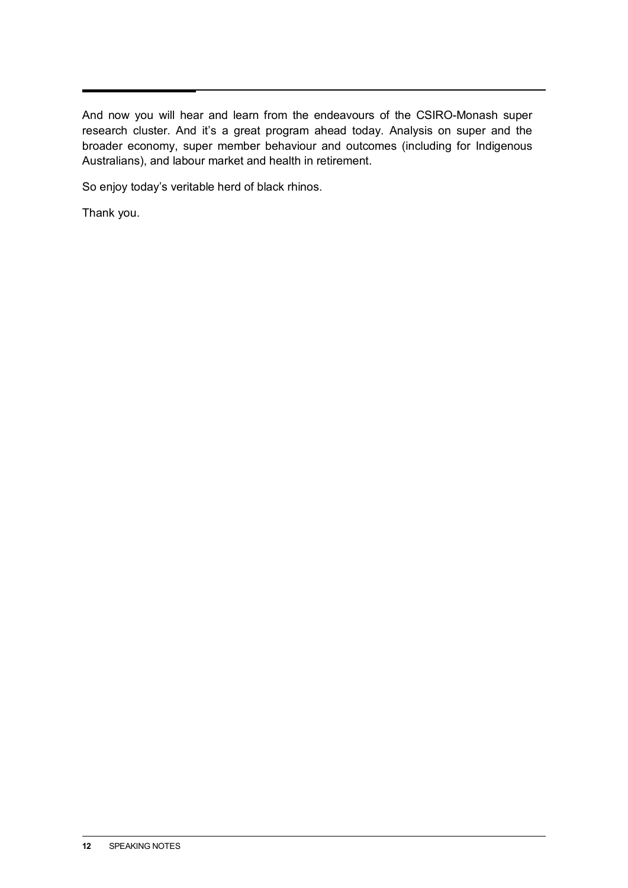And now you will hear and learn from the endeavours of the CSIRO-Monash super research cluster. And it's a great program ahead today. Analysis on super and the broader economy, super member behaviour and outcomes (including for Indigenous Australians), and labour market and health in retirement.

So enjoy today's veritable herd of black rhinos.

Thank you.